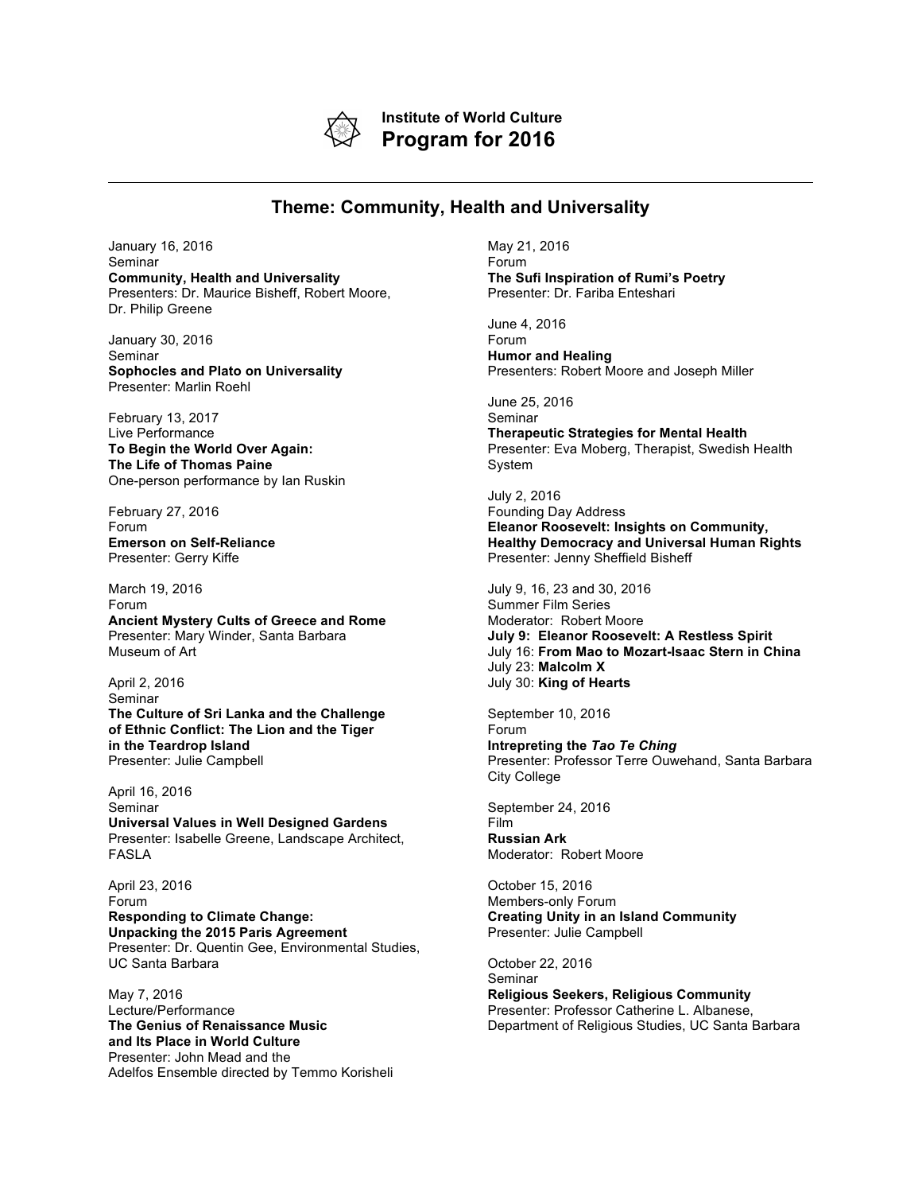# Institute of World Culture
## Program for 2016

---

## Theme: Community, Health and Universality

January 16, 2016
Seminar
**Community, Health and Universality**
Presenters: Dr. Maurice Bisheff, Robert Moore, Dr. Philip Greene

January 30, 2016
Seminar
**Sophocles and Plato on Universality**
Presenter: Marlin Roehl

February 13, 2017
Live Performance
**To Begin the World Over Again: The Life of Thomas Paine**
One-person performance by Ian Ruskin

February 27, 2016
Forum
**Emerson on Self-Reliance**
Presenter: Gerry Kiffe

March 19, 2016
Forum
**Ancient Mystery Cults of Greece and Rome**
Presenter: Mary Winder, Santa Barbara Museum of Art

April 2, 2016
Seminar
**The Culture of Sri Lanka and the Challenge of Ethnic Conflict: The Lion and the Tiger in the Teardrop Island**
Presenter: Julie Campbell

April 16, 2016
Seminar
**Universal Values in Well Designed Gardens**
Presenter: Isabelle Greene, Landscape Architect, FASLA

April 23, 2016
Forum
**Responding to Climate Change: Unpacking the 2015 Paris Agreement**
Presenter: Dr. Quentin Gee, Environmental Studies, UC Santa Barbara

May 7, 2016
Lecture/Performance
**The Genius of Renaissance Music and Its Place in World Culture**
Presenter: John Mead and the Adelfos Ensemble directed by Temmo Korisheli

May 21, 2016
Forum
**The Sufi Inspiration of Rumi's Poetry**
Presenter: Dr. Fariba Enteshari

June 4, 2016
Forum
**Humor and Healing**
Presenters: Robert Moore and Joseph Miller

June 25, 2016
Seminar
**Therapeutic Strategies for Mental Health**
Presenter: Eva Moberg, Therapist, Swedish Health System

July 2, 2016
Founding Day Address
**Eleanor Roosevelt: Insights on Community, Healthy Democracy and Universal Human Rights**
Presenter: Jenny Sheffield Bisheff

July 9, 16, 23 and 30, 2016
Summer Film Series
Moderator: Robert Moore
**July 9: Eleanor Roosevelt: A Restless Spirit**
July 16: **From Mao to Mozart-Isaac Stern in China**
July 23: **Malcolm X**
July 30: **King of Hearts**

September 10, 2016
Forum
**Intrepreting the *Tao Te Ching***
Presenter: Professor Terre Ouwehand, Santa Barbara City College

September 24, 2016
Film
**Russian Ark**
Moderator: Robert Moore

October 15, 2016
Members-only Forum
**Creating Unity in an Island Community**
Presenter: Julie Campbell

October 22, 2016
Seminar
**Religious Seekers, Religious Community**
Presenter: Professor Catherine L. Albanese, Department of Religious Studies, UC Santa Barbara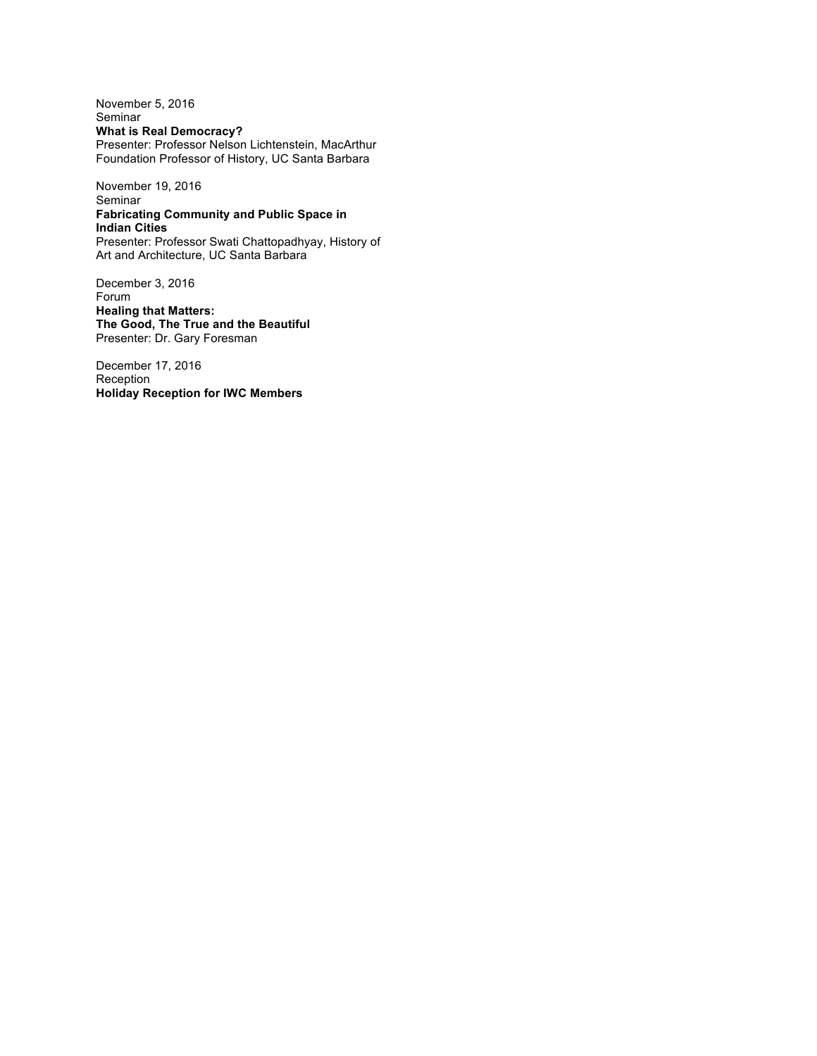November 5, 2016
Seminar
**What is Real Democracy?**
Presenter: Professor Nelson Lichtenstein, MacArthur Foundation Professor of History, UC Santa Barbara

November 19, 2016
Seminar
**Fabricating Community and Public Space in Indian Cities**
Presenter: Professor Swati Chattopadhyay, History of Art and Architecture, UC Santa Barbara

December 3, 2016
Forum
**Healing that Matters:**
**The Good, The True and the Beautiful**
Presenter: Dr. Gary Foresman

December 17, 2016
Reception
**Holiday Reception for IWC Members**